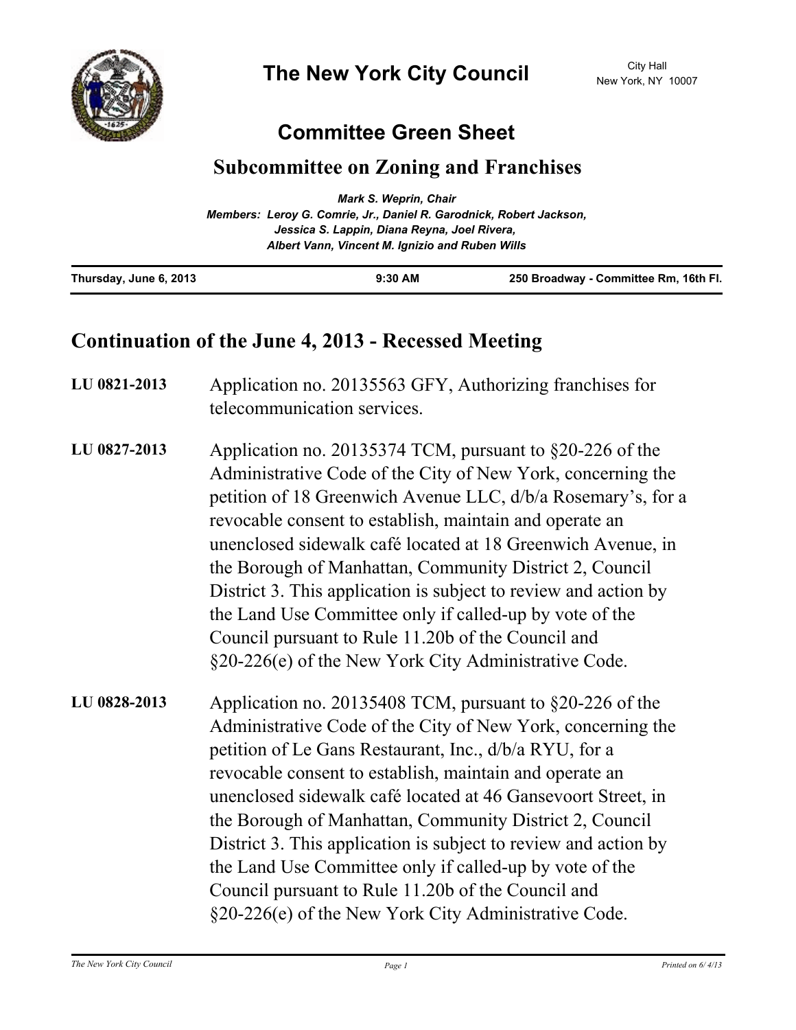# The New York City Council

City Hall
New York, NY 10007

## Committee Green Sheet

### Subcommittee on Zoning and Franchises

*Mark S. Weprin, Chair*
*Members: Leroy G. Comrie, Jr., Daniel R. Garodnick, Robert Jackson, Jessica S. Lappin, Diana Reyna, Joel Rivera, Albert Vann, Vincent M. Ignizio and Ruben Wills*

| Thursday, June 6, 2013 | 9:30 AM | 250 Broadway - Committee Rm, 16th Fl. |
|---|---|---|

## Continuation of the June 4, 2013 - Recessed Meeting

**LU 0821-2013** Application no. 20135563 GFY, Authorizing franchises for telecommunication services.

**LU 0827-2013** Application no. 20135374 TCM, pursuant to §20-226 of the Administrative Code of the City of New York, concerning the petition of 18 Greenwich Avenue LLC, d/b/a Rosemary's, for a revocable consent to establish, maintain and operate an unenclosed sidewalk café located at 18 Greenwich Avenue, in the Borough of Manhattan, Community District 2, Council District 3. This application is subject to review and action by the Land Use Committee only if called-up by vote of the Council pursuant to Rule 11.20b of the Council and §20-226(e) of the New York City Administrative Code.

**LU 0828-2013** Application no. 20135408 TCM, pursuant to §20-226 of the Administrative Code of the City of New York, concerning the petition of Le Gans Restaurant, Inc., d/b/a RYU, for a revocable consent to establish, maintain and operate an unenclosed sidewalk café located at 46 Gansevoort Street, in the Borough of Manhattan, Community District 2, Council District 3. This application is subject to review and action by the Land Use Committee only if called-up by vote of the Council pursuant to Rule 11.20b of the Council and §20-226(e) of the New York City Administrative Code.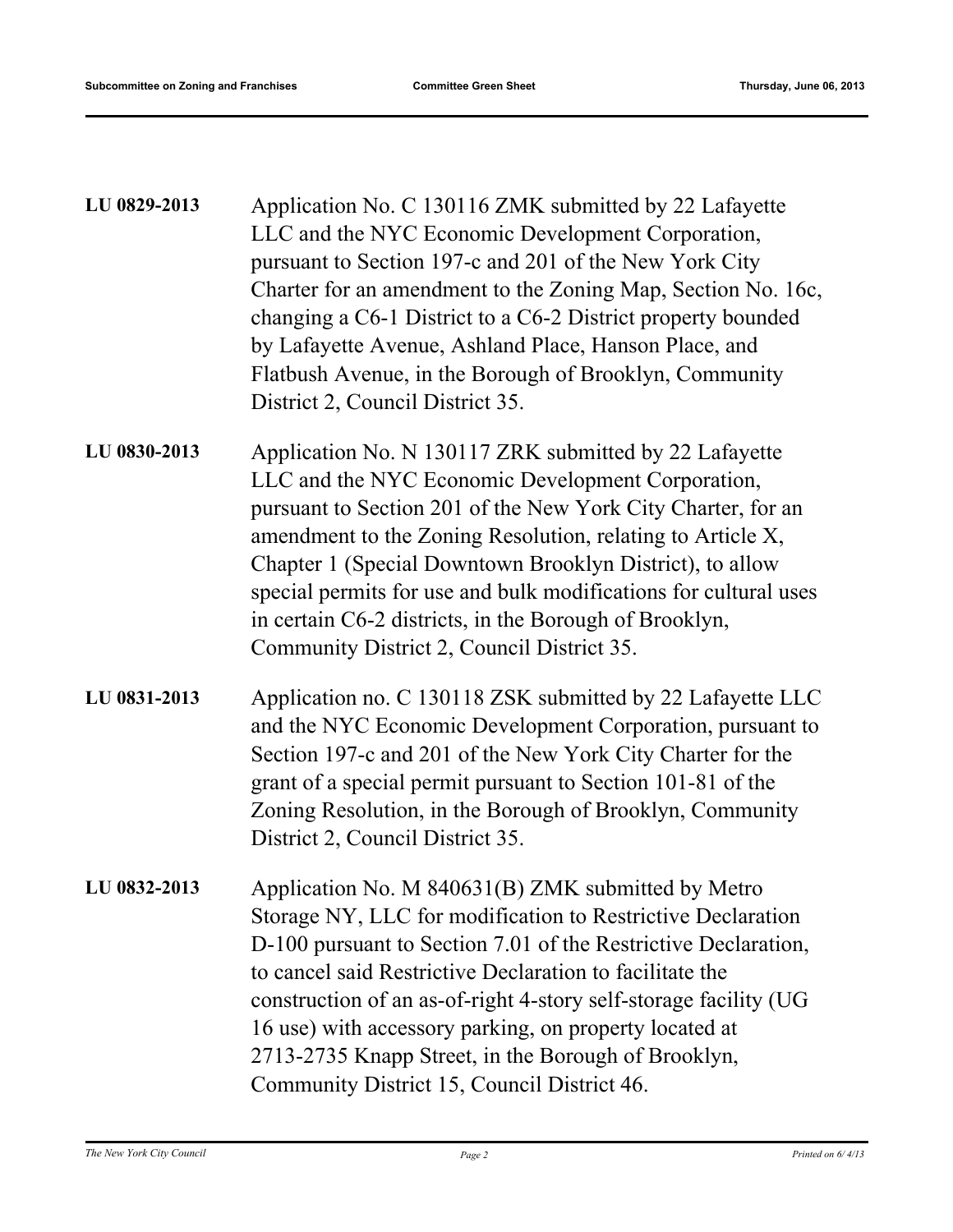**LU 0829-2013** Application No. C 130116 ZMK submitted by 22 Lafayette LLC and the NYC Economic Development Corporation, pursuant to Section 197-c and 201 of the New York City Charter for an amendment to the Zoning Map, Section No. 16c, changing a C6-1 District to a C6-2 District property bounded by Lafayette Avenue, Ashland Place, Hanson Place, and Flatbush Avenue, in the Borough of Brooklyn, Community District 2, Council District 35.

**LU 0830-2013** Application No. N 130117 ZRK submitted by 22 Lafayette LLC and the NYC Economic Development Corporation, pursuant to Section 201 of the New York City Charter, for an amendment to the Zoning Resolution, relating to Article X, Chapter 1 (Special Downtown Brooklyn District), to allow special permits for use and bulk modifications for cultural uses in certain C6-2 districts, in the Borough of Brooklyn, Community District 2, Council District 35.

**LU 0831-2013** Application no. C 130118 ZSK submitted by 22 Lafayette LLC and the NYC Economic Development Corporation, pursuant to Section 197-c and 201 of the New York City Charter for the grant of a special permit pursuant to Section 101-81 of the Zoning Resolution, in the Borough of Brooklyn, Community District 2, Council District 35.

**LU 0832-2013** Application No. M 840631(B) ZMK submitted by Metro Storage NY, LLC for modification to Restrictive Declaration D-100 pursuant to Section 7.01 of the Restrictive Declaration, to cancel said Restrictive Declaration to facilitate the construction of an as-of-right 4-story self-storage facility (UG 16 use) with accessory parking, on property located at 2713-2735 Knapp Street, in the Borough of Brooklyn, Community District 15, Council District 46.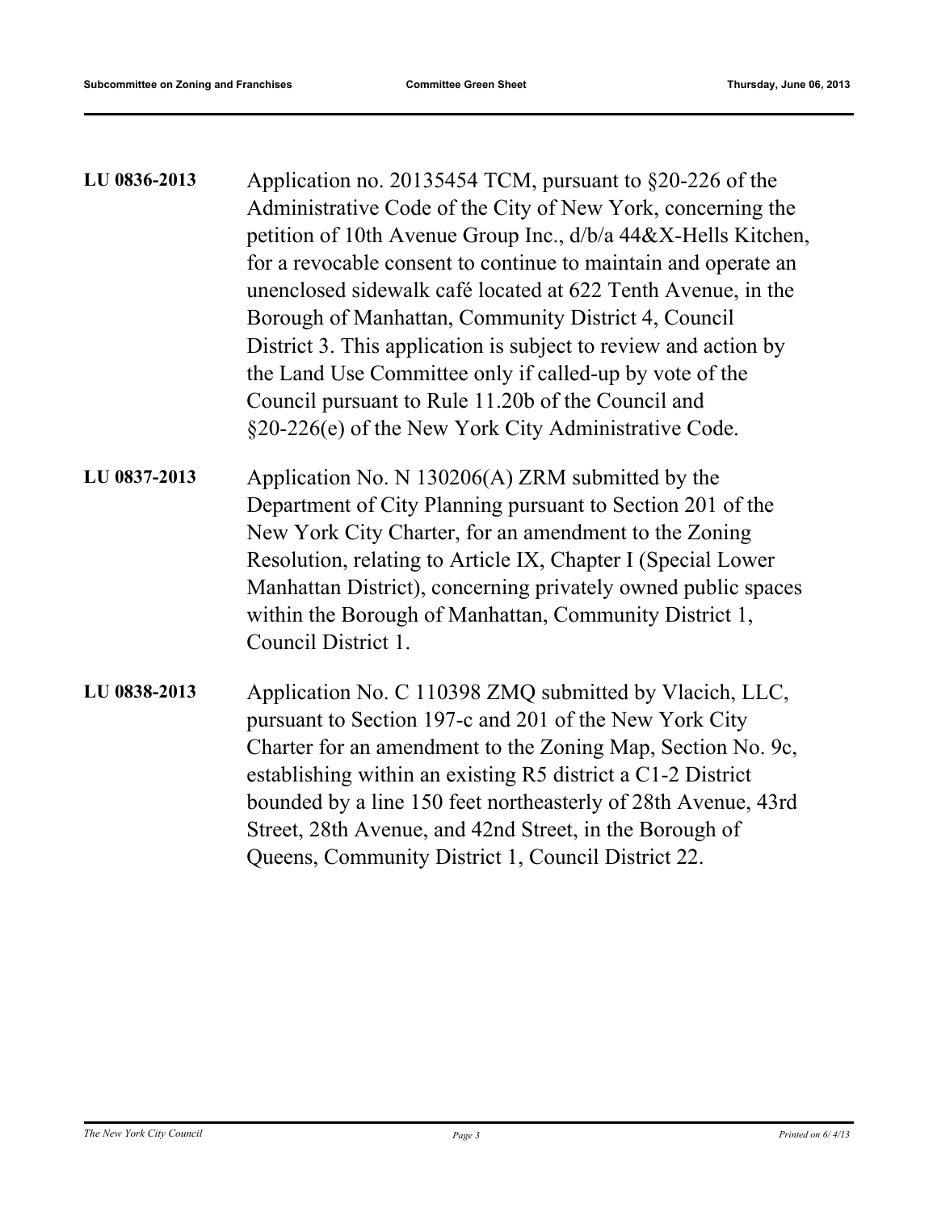**LU 0836-2013** Application no. 20135454 TCM, pursuant to §20-226 of the Administrative Code of the City of New York, concerning the petition of 10th Avenue Group Inc., d/b/a 44&X-Hells Kitchen, for a revocable consent to continue to maintain and operate an unenclosed sidewalk café located at 622 Tenth Avenue, in the Borough of Manhattan, Community District 4, Council District 3. This application is subject to review and action by the Land Use Committee only if called-up by vote of the Council pursuant to Rule 11.20b of the Council and §20-226(e) of the New York City Administrative Code.

**LU 0837-2013** Application No. N 130206(A) ZRM submitted by the Department of City Planning pursuant to Section 201 of the New York City Charter, for an amendment to the Zoning Resolution, relating to Article IX, Chapter I (Special Lower Manhattan District), concerning privately owned public spaces within the Borough of Manhattan, Community District 1, Council District 1.

**LU 0838-2013** Application No. C 110398 ZMQ submitted by Vlacich, LLC, pursuant to Section 197-c and 201 of the New York City Charter for an amendment to the Zoning Map, Section No. 9c, establishing within an existing R5 district a C1-2 District bounded by a line 150 feet northeasterly of 28th Avenue, 43rd Street, 28th Avenue, and 42nd Street, in the Borough of Queens, Community District 1, Council District 22.